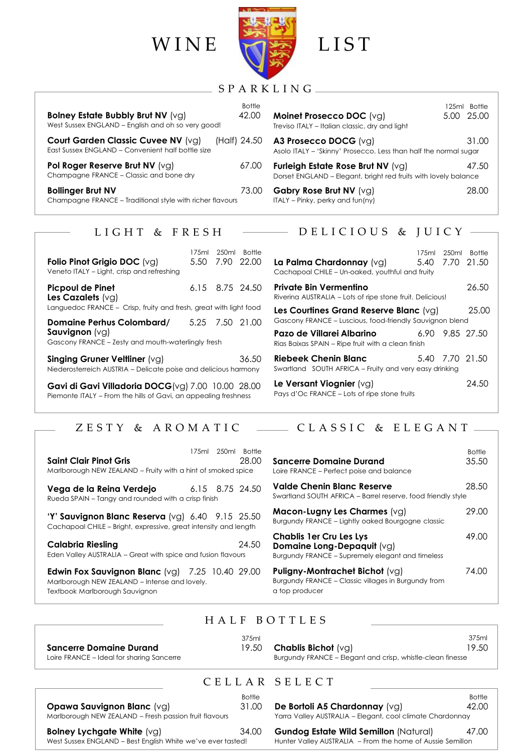# WINE LIST

## SPARKLING

| Wine | 125ml | Bottle |
|---|---|---|
| **Bolney Estate Bubbly Brut NV** (vg)<br>West Sussex ENGLAND – English and oh so very good! | | 42.00 |
| **Court Garden Classic Cuvee NV** (vg)<br>East Sussex ENGLAND – Convenient half bottle size | | (Half) 24.50 |
| **Pol Roger Reserve Brut NV** (vg)<br>Champagne FRANCE – Classic and bone dry | | 67.00 |
| **Bollinger Brut NV**<br>Champagne FRANCE – Traditional style with richer flavours | | 73.00 |
| **Moinet Prosecco DOC** (vg)<br>Treviso ITALY – Italian classic, dry and light | 5.00 | 25.00 |
| **A3 Prosecco DOCG** (vg)<br>Asolo ITALY – 'Skinny' Prosecco. Less than half the normal sugar | | 31.00 |
| **Furleigh Estate Rose Brut NV** (vg)<br>Dorset ENGLAND – Elegant, bright red fruits with lovely balance | | 47.50 |
| **Gabry Rose Brut NV** (vg)<br>ITALY – Pinky, perky and fun(ny) | | 28.00 |

## LIGHT & FRESH

| Wine | 175ml | 250ml | Bottle |
|---|---|---|---|
| **Folio Pinot Grigio DOC** (vg)<br>Veneto ITALY – Light, crisp and refreshing | 5.50 | 7.90 | 22.00 |
| **Picpoul de Pinet Les Cazalets** (vg)<br>Languedoc FRANCE – Crisp, fruity and fresh, great with light food | 6.15 | 8.75 | 24.50 |
| **Domaine Perhus Colombard/ Sauvignon** (vg)<br>Gascony FRANCE – Zesty and mouth-waterlingly fresh | 5.25 | 7.50 | 21.00 |
| **Singing Gruner Veltliner** (vg)<br>Niederosterreich AUSTRIA – Delicate poise and delicious harmony | | | 36.50 |
| **Gavi di Gavi Villadoria DOCG**(vg)<br>Piemonte ITALY – From the hills of Gavi, an appealing freshness | 7.00 | 10.00 | 28.00 |

## DELICIOUS & JUICY

| Wine | 175ml | 250ml | Bottle |
|---|---|---|---|
| **La Palma Chardonnay** (vg)<br>Cachapoal CHILE – Un-oaked, youthful and fruity | 5.40 | 7.70 | 21.50 |
| **Private Bin Vermentino**<br>Riverina AUSTRALIA – Lots of ripe stone fruit. Delicious! | | | 26.50 |
| **Les Courtines Grand Reserve Blanc** (vg)<br>Gascony FRANCE – Luscious, food-friendly Sauvignon blend | | | 25.00 |
| **Pazo de Villarei Albarino**<br>Rias Baixas SPAIN – Ripe fruit with a clean finish | 6.90 | 9.85 | 27.50 |
| **Riebeek Chenin Blanc**<br>Swartland SOUTH AFRICA – Fruity and very easy drinking | 5.40 | 7.70 | 21.50 |
| **Le Versant Viognier** (vg)<br>Pays d'Oc FRANCE – Lots of ripe stone fruits | | | 24.50 |

## ZESTY & AROMATIC

| Wine | 175ml | 250ml | Bottle |
|---|---|---|---|
| **Saint Clair Pinot Gris**<br>Marlborough NEW ZEALAND – Fruity with a hint of smoked spice | | | 28.00 |
| **Vega de la Reina Verdejo**<br>Rueda SPAIN – Tangy and rounded with a crisp finish | 6.15 | 8.75 | 24.50 |
| **'Y' Sauvignon Blanc Reserva** (vg)<br>Cachapoal CHILE – Bright, expressive, great intensity and length | 6.40 | 9.15 | 25.50 |
| **Calabria Riesling**<br>Eden Valley AUSTRALIA – Great with spice and fusion flavours | | | 24.50 |
| **Edwin Fox Sauvignon Blanc** (vg)<br>Marlborough NEW ZEALAND – Intense and lovely. Textbook Marlborough Sauvignon | 7.25 | 10.40 | 29.00 |

## CLASSIC & ELEGANT

| Wine | Bottle |
|---|---|
| **Sancerre Domaine Durand**<br>Loire FRANCE – Perfect poise and balance | 35.50 |
| **Valde Chenin Blanc Reserve**<br>Swartland SOUTH AFRICA – Barrel reserve, food friendly style | 28.50 |
| **Macon-Lugny Les Charmes** (vg)<br>Burgundy FRANCE – Lightly oaked Bourgogne classic | 29.00 |
| **Chablis 1er Cru Les Lys Domaine Long-Depaquit** (vg)<br>Burgundy FRANCE – Supremely elegant and timeless | 49.00 |
| **Puligny-Montrachet Bichot** (vg)<br>Burgundy FRANCE – Classic villages in Burgundy from a top producer | 74.00 |

## HALF BOTTLES

| Wine | 375ml |
|---|---|
| **Sancerre Domaine Durand**<br>Loire FRANCE – Ideal for sharing Sancerre | 19.50 |
| **Chablis Bichot** (vg)<br>Burgundy FRANCE – Elegant and crisp, whistle-clean finesse | 19.50 |

## CELLAR SELECT

| Wine | Bottle |
|---|---|
| **Opawa Sauvignon Blanc** (vg)<br>Marlborough NEW ZEALAND – Fresh passion fruit flavours | 31.00 |
| **Bolney Lychgate White** (vg)<br>West Sussex ENGLAND – Best English White we've ever tasted! | 34.00 |
| **De Bortoli A5 Chardonnay** (vg)<br>Yarra Valley AUSTRALIA – Elegant, cool climate Chardonnay | 42.00 |
| **Gundog Estate Wild Semillon** (Natural)<br>Hunter Valley AUSTRALIA – From the home of Aussie Semillon | 47.00 |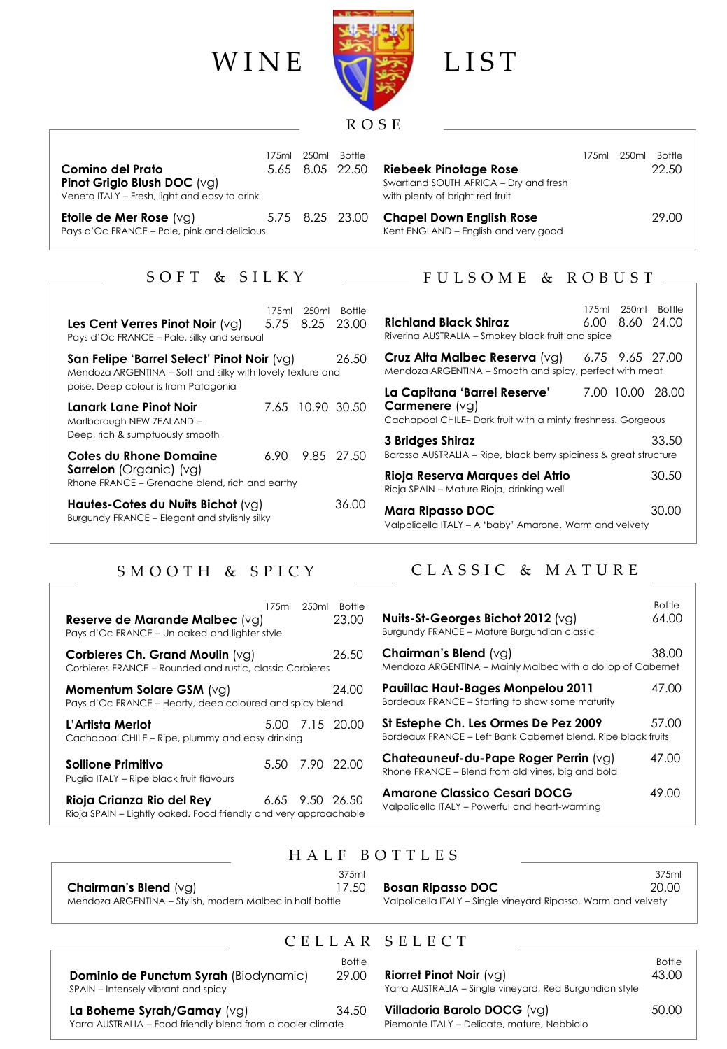# WINE LIST

## ROSE

| | 175ml | 250ml | Bottle |
|---|---|---|---|
| **Comino del Prato Pinot Grigio Blush DOC** (vg)<br>Veneto ITALY – Fresh, light and easy to drink | 5.65 | 8.05 | 22.50 |
| **Etoile de Mer Rose** (vg)<br>Pays d'Oc FRANCE – Pale, pink and delicious | 5.75 | 8.25 | 23.00 |
| **Riebeek Pinotage Rose**<br>Swartland SOUTH AFRICA – Dry and fresh with plenty of bright red fruit | | | 22.50 |
| **Chapel Down English Rose**<br>Kent ENGLAND – English and very good | | | 29.00 |

## SOFT & SILKY

| | 175ml | 250ml | Bottle |
|---|---|---|---|
| **Les Cent Verres Pinot Noir** (vg)<br>Pays d'Oc FRANCE – Pale, silky and sensual | 5.75 | 8.25 | 23.00 |
| **San Felipe 'Barrel Select' Pinot Noir** (vg)<br>Mendoza ARGENTINA – Soft and silky with lovely texture and poise. Deep colour is from Patagonia | | | 26.50 |
| **Lanark Lane Pinot Noir**<br>Marlborough NEW ZEALAND – Deep, rich & sumptuously smooth | 7.65 | 10.90 | 30.50 |
| **Cotes du Rhone Domaine Sarrelon** (Organic) (vg)<br>Rhone FRANCE – Grenache blend, rich and earthy | 6.90 | 9.85 | 27.50 |
| **Hautes-Cotes du Nuits Bichot** (vg)<br>Burgundy FRANCE – Elegant and stylishly silky | | | 36.00 |

## FULSOME & ROBUST

| | 175ml | 250ml | Bottle |
|---|---|---|---|
| **Richland Black Shiraz**<br>Riverina AUSTRALIA – Smokey black fruit and spice | 6.00 | 8.60 | 24.00 |
| **Cruz Alta Malbec Reserva** (vg)<br>Mendoza ARGENTINA – Smooth and spicy, perfect with meat | 6.75 | 9.65 | 27.00 |
| **La Capitana 'Barrel Reserve' Carmenere** (vg)<br>Cachapoal CHILE– Dark fruit with a minty freshness. Gorgeous | 7.00 | 10.00 | 28.00 |
| **3 Bridges Shiraz**<br>Barossa AUSTRALIA – Ripe, black berry spiciness & great structure | | | 33.50 |
| **Rioja Reserva Marques del Atrio**<br>Rioja SPAIN – Mature Rioja, drinking well | | | 30.50 |
| **Mara Ripasso DOC**<br>Valpolicella ITALY – A 'baby' Amarone. Warm and velvety | | | 30.00 |

## SMOOTH & SPICY

| | 175ml | 250ml | Bottle |
|---|---|---|---|
| **Reserve de Marande Malbec** (vg)<br>Pays d'Oc FRANCE – Un-oaked and lighter style | | | 23.00 |
| **Corbieres Ch. Grand Moulin** (vg)<br>Corbieres FRANCE – Rounded and rustic, classic Corbieres | | | 26.50 |
| **Momentum Solare GSM** (vg)<br>Pays d'Oc FRANCE – Hearty, deep coloured and spicy blend | | | 24.00 |
| **L'Artista Merlot**<br>Cachapoal CHILE – Ripe, plummy and easy drinking | 5.00 | 7.15 | 20.00 |
| **Sollione Primitivo**<br>Puglia ITALY – Ripe black fruit flavours | 5.50 | 7.90 | 22.00 |
| **Rioja Crianza Rio del Rey**<br>Rioja SPAIN – Lightly oaked. Food friendly and very approachable | 6.65 | 9.50 | 26.50 |

## CLASSIC & MATURE

| | Bottle |
|---|---|
| **Nuits-St-Georges Bichot 2012** (vg)<br>Burgundy FRANCE – Mature Burgundian classic | 64.00 |
| **Chairman's Blend** (vg)<br>Mendoza ARGENTINA – Mainly Malbec with a dollop of Cabernet | 38.00 |
| **Pauillac Haut-Bages Monpelou 2011**<br>Bordeaux FRANCE – Starting to show some maturity | 47.00 |
| **St Estephe Ch. Les Ormes De Pez 2009**<br>Bordeaux FRANCE – Left Bank Cabernet blend. Ripe black fruits | 57.00 |
| **Chateauneuf-du-Pape Roger Perrin** (vg)<br>Rhone FRANCE – Blend from old vines, big and bold | 47.00 |
| **Amarone Classico Cesari DOCG**<br>Valpolicella ITALY – Powerful and heart-warming | 49.00 |

## HALF BOTTLES

| | 375ml |
|---|---|
| **Chairman's Blend** (vg)<br>Mendoza ARGENTINA – Stylish, modern Malbec in half bottle | 17.50 |
| **Bosan Ripasso DOC**<br>Valpolicella ITALY – Single vineyard Ripasso. Warm and velvety | 20.00 |

## CELLAR SELECT

| | Bottle |
|---|---|
| **Dominio de Punctum Syrah** (Biodynamic)<br>SPAIN – Intensely vibrant and spicy | 29.00 |
| **La Boheme Syrah/Gamay** (vg)<br>Yarra AUSTRALIA – Food friendly blend from a cooler climate | 34.50 |
| **Riorret Pinot Noir** (vg)<br>Yarra AUSTRALIA – Single vineyard, Red Burgundian style | 43.00 |
| **Villadoria Barolo DOCG** (vg)<br>Piemonte ITALY – Delicate, mature, Nebbiolo | 50.00 |